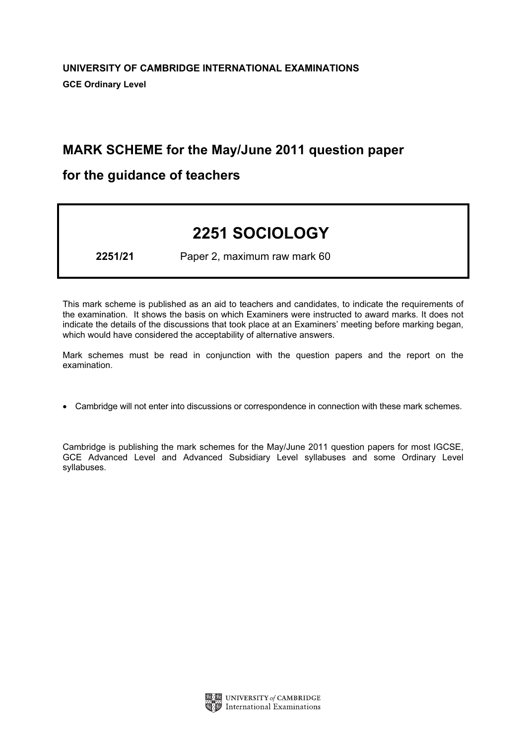**UNIVERSITY OF CAMBRIDGE INTERNATIONAL EXAMINATIONS**

**GCE Ordinary Level**

## MARK SCHEME for the May/June 2011 question paper

## for the guidance of teachers

# 2251 SOCIOLOGY

**2251/21** Paper 2, maximum raw mark 60

This mark scheme is published as an aid to teachers and candidates, to indicate the requirements of the examination. It shows the basis on which Examiners were instructed to award marks. It does not indicate the details of the discussions that took place at an Examiners' meeting before marking began, which would have considered the acceptability of alternative answers.

Mark schemes must be read in conjunction with the question papers and the report on the examination.

- Cambridge will not enter into discussions or correspondence in connection with these mark schemes.

Cambridge is publishing the mark schemes for the May/June 2011 question papers for most IGCSE, GCE Advanced Level and Advanced Subsidiary Level syllabuses and some Ordinary Level syllabuses.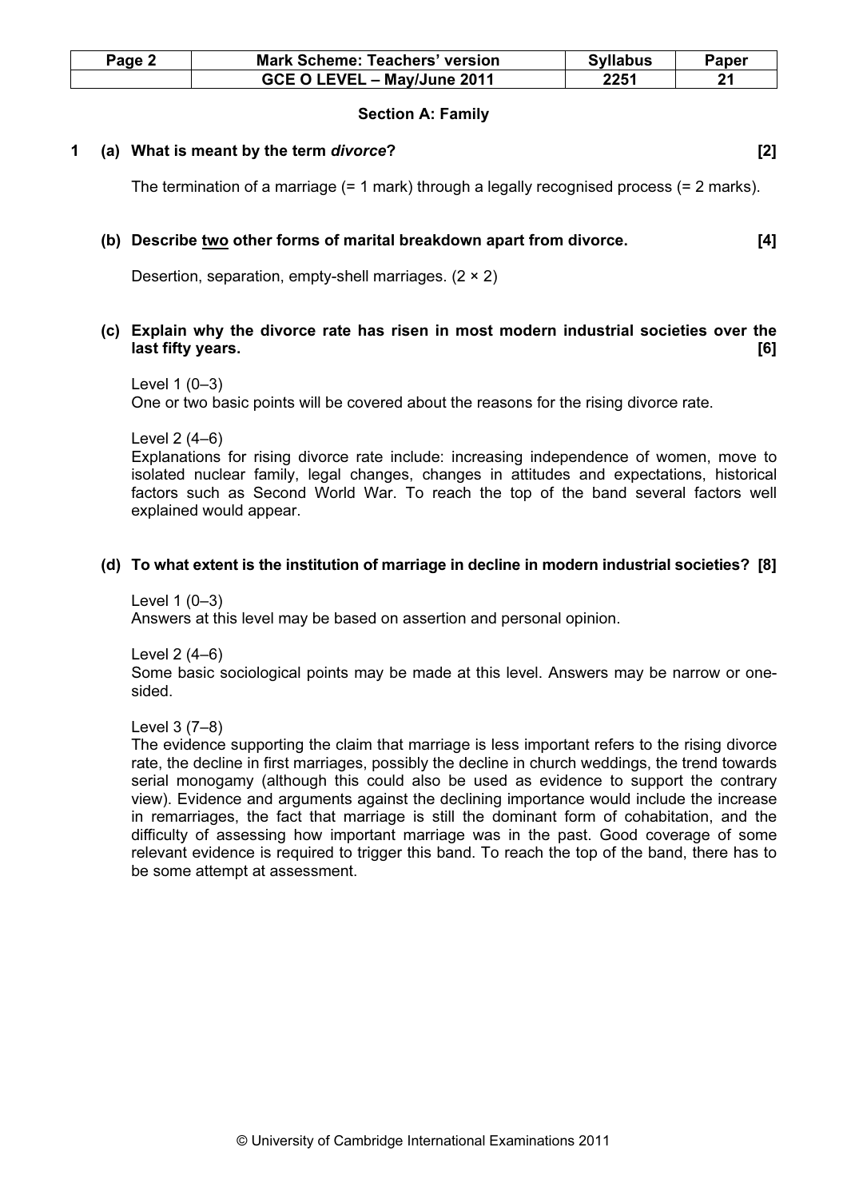## Section A: Family

**1 (a) What is meant by the term *divorce*? [2]**

The termination of a marriage (= 1 mark) through a legally recognised process (= 2 marks).

**(b) Describe two other forms of marital breakdown apart from divorce. [4]**

Desertion, separation, empty-shell marriages. (2 × 2)

**(c) Explain why the divorce rate has risen in most modern industrial societies over the last fifty years. [6]**

Level 1 (0–3)
One or two basic points will be covered about the reasons for the rising divorce rate.

Level 2 (4–6)
Explanations for rising divorce rate include: increasing independence of women, move to isolated nuclear family, legal changes, changes in attitudes and expectations, historical factors such as Second World War. To reach the top of the band several factors well explained would appear.

**(d) To what extent is the institution of marriage in decline in modern industrial societies? [8]**

Level 1 (0–3)
Answers at this level may be based on assertion and personal opinion.

Level 2 (4–6)
Some basic sociological points may be made at this level. Answers may be narrow or one-sided.

Level 3 (7–8)
The evidence supporting the claim that marriage is less important refers to the rising divorce rate, the decline in first marriages, possibly the decline in church weddings, the trend towards serial monogamy (although this could also be used as evidence to support the contrary view). Evidence and arguments against the declining importance would include the increase in remarriages, the fact that marriage is still the dominant form of cohabitation, and the difficulty of assessing how important marriage was in the past. Good coverage of some relevant evidence is required to trigger this band. To reach the top of the band, there has to be some attempt at assessment.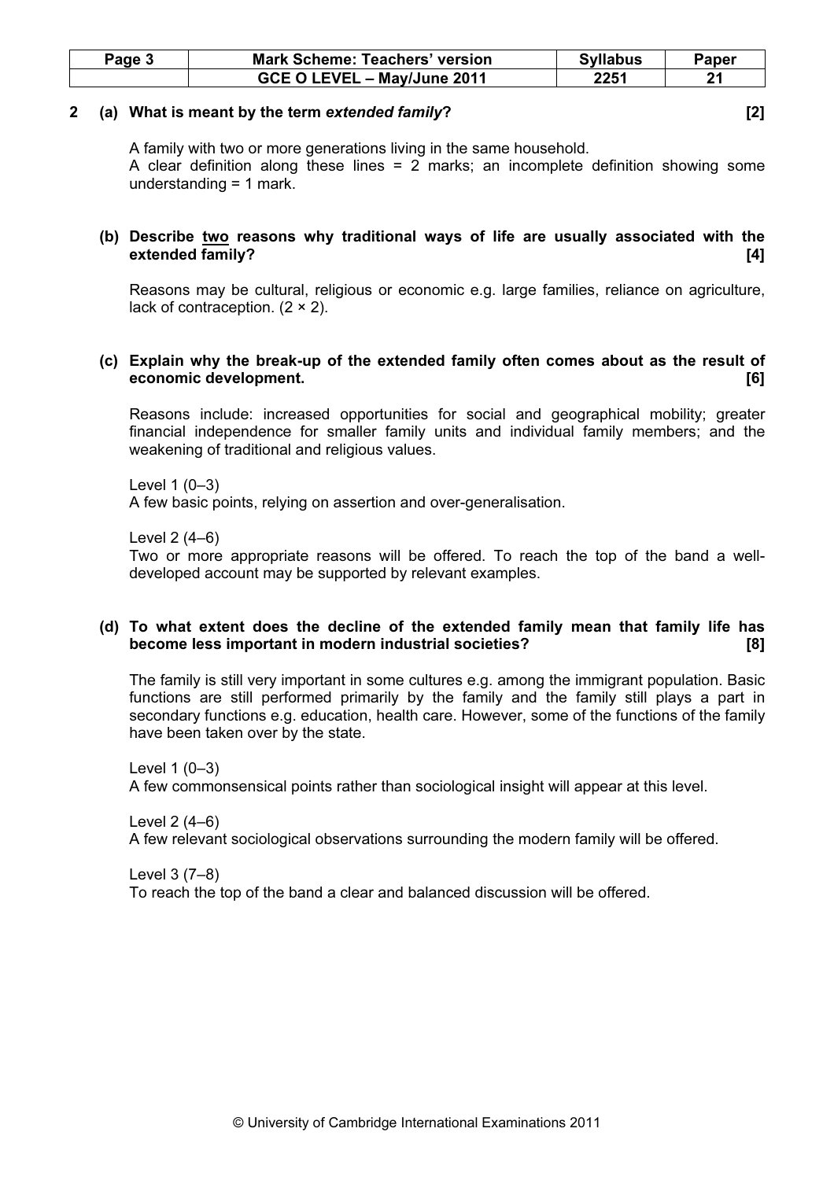**2 (a) What is meant by the term *extended family*? [2]**

A family with two or more generations living in the same household.
A clear definition along these lines = 2 marks; an incomplete definition showing some understanding = 1 mark.

**(b) Describe <u>two</u> reasons why traditional ways of life are usually associated with the extended family? [4]**

Reasons may be cultural, religious or economic e.g. large families, reliance on agriculture, lack of contraception. (2 × 2).

**(c) Explain why the break-up of the extended family often comes about as the result of economic development. [6]**

Reasons include: increased opportunities for social and geographical mobility; greater financial independence for smaller family units and individual family members; and the weakening of traditional and religious values.

Level 1 (0–3)
A few basic points, relying on assertion and over-generalisation.

Level 2 (4–6)
Two or more appropriate reasons will be offered. To reach the top of the band a well-developed account may be supported by relevant examples.

**(d) To what extent does the decline of the extended family mean that family life has become less important in modern industrial societies? [8]**

The family is still very important in some cultures e.g. among the immigrant population. Basic functions are still performed primarily by the family and the family still plays a part in secondary functions e.g. education, health care. However, some of the functions of the family have been taken over by the state.

Level 1 (0–3)
A few commonsensical points rather than sociological insight will appear at this level.

Level 2 (4–6)
A few relevant sociological observations surrounding the modern family will be offered.

Level 3 (7–8)
To reach the top of the band a clear and balanced discussion will be offered.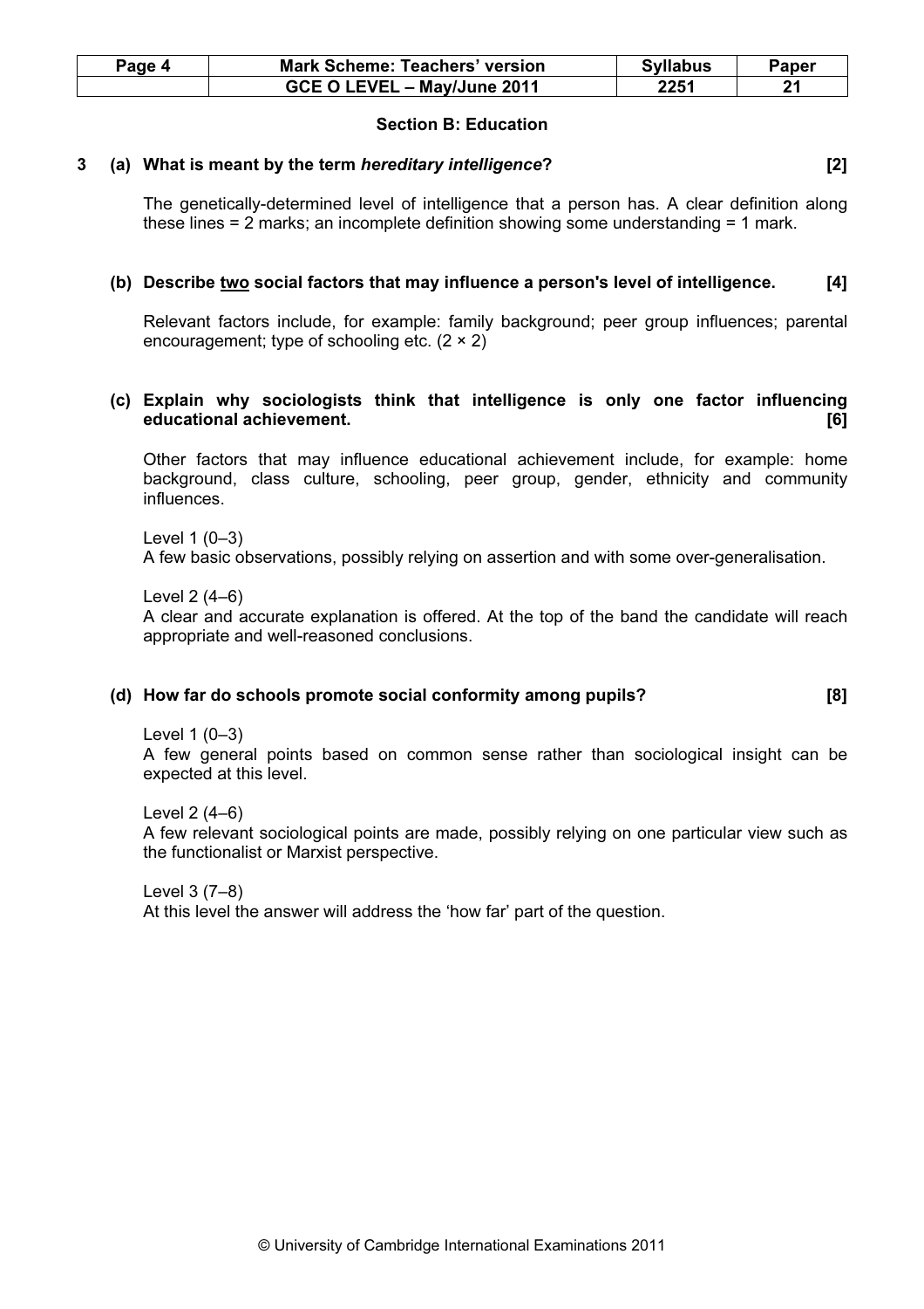## Section B: Education

**3 (a) What is meant by the term *hereditary intelligence*? [2]**

The genetically-determined level of intelligence that a person has. A clear definition along these lines = 2 marks; an incomplete definition showing some understanding = 1 mark.

**(b) Describe two social factors that may influence a person's level of intelligence. [4]**

Relevant factors include, for example: family background; peer group influences; parental encouragement; type of schooling etc. (2 × 2)

**(c) Explain why sociologists think that intelligence is only one factor influencing educational achievement. [6]**

Other factors that may influence educational achievement include, for example: home background, class culture, schooling, peer group, gender, ethnicity and community influences.

Level 1 (0–3)
A few basic observations, possibly relying on assertion and with some over-generalisation.

Level 2 (4–6)
A clear and accurate explanation is offered. At the top of the band the candidate will reach appropriate and well-reasoned conclusions.

**(d) How far do schools promote social conformity among pupils? [8]**

Level 1 (0–3)
A few general points based on common sense rather than sociological insight can be expected at this level.

Level 2 (4–6)
A few relevant sociological points are made, possibly relying on one particular view such as the functionalist or Marxist perspective.

Level 3 (7–8)
At this level the answer will address the 'how far' part of the question.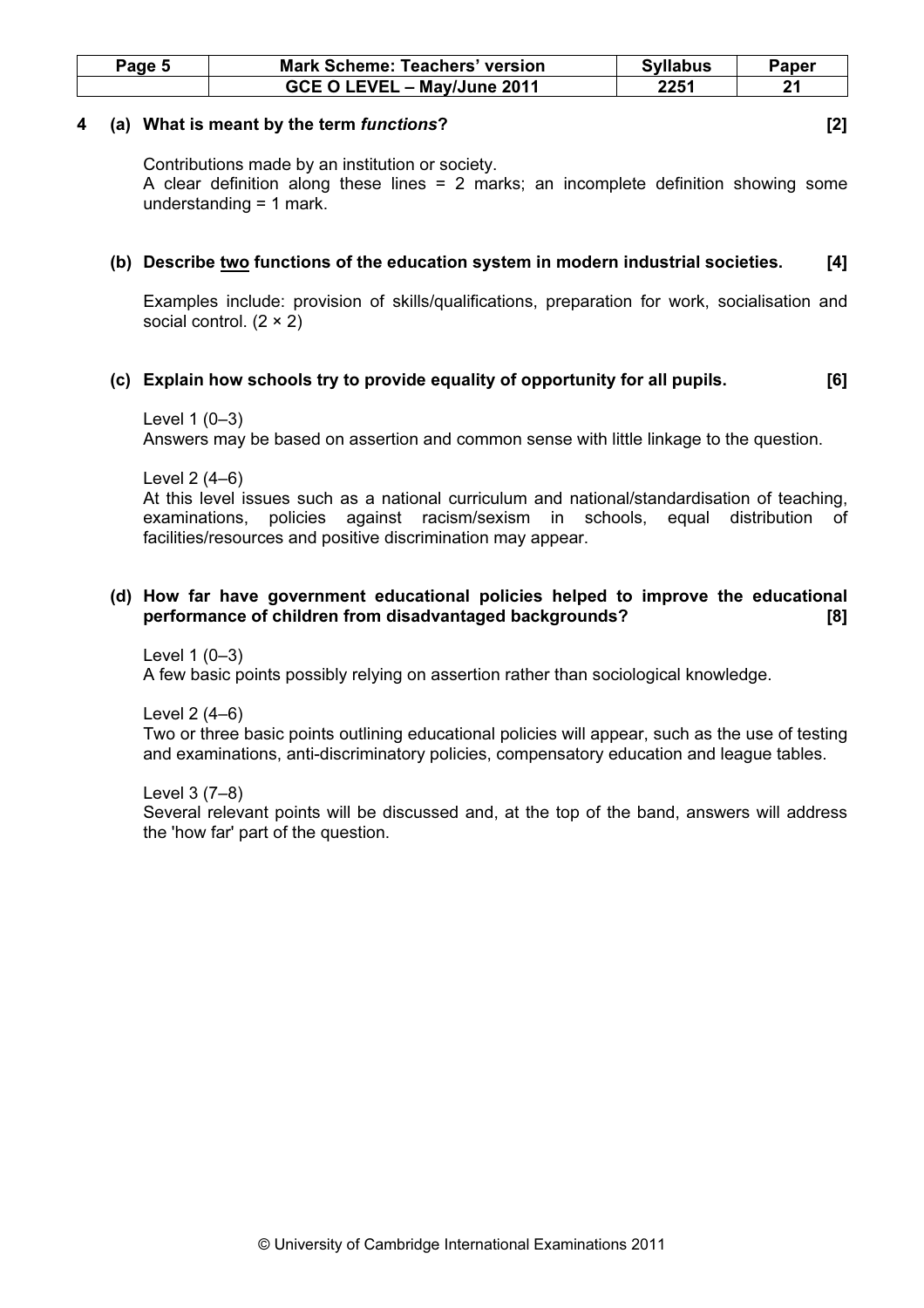**4 (a) What is meant by the term *functions*? [2]**

Contributions made by an institution or society.
A clear definition along these lines = 2 marks; an incomplete definition showing some understanding = 1 mark.

**(b) Describe two functions of the education system in modern industrial societies. [4]**

Examples include: provision of skills/qualifications, preparation for work, socialisation and social control. (2 × 2)

**(c) Explain how schools try to provide equality of opportunity for all pupils. [6]**

Level 1 (0–3)
Answers may be based on assertion and common sense with little linkage to the question.

Level 2 (4–6)
At this level issues such as a national curriculum and national/standardisation of teaching, examinations, policies against racism/sexism in schools, equal distribution of facilities/resources and positive discrimination may appear.

**(d) How far have government educational policies helped to improve the educational performance of children from disadvantaged backgrounds? [8]**

Level 1 (0–3)
A few basic points possibly relying on assertion rather than sociological knowledge.

Level 2 (4–6)
Two or three basic points outlining educational policies will appear, such as the use of testing and examinations, anti-discriminatory policies, compensatory education and league tables.

Level 3 (7–8)
Several relevant points will be discussed and, at the top of the band, answers will address the 'how far' part of the question.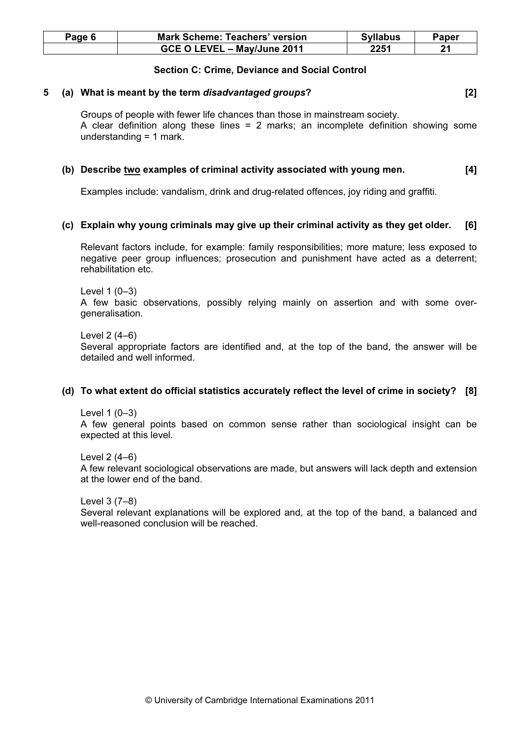## Section C: Crime, Deviance and Social Control

**5 (a) What is meant by the term *disadvantaged groups*? [2]**

Groups of people with fewer life chances than those in mainstream society.
A clear definition along these lines = 2 marks; an incomplete definition showing some understanding = 1 mark.

**(b) Describe two examples of criminal activity associated with young men. [4]**

Examples include: vandalism, drink and drug-related offences, joy riding and graffiti.

**(c) Explain why young criminals may give up their criminal activity as they get older. [6]**

Relevant factors include, for example: family responsibilities; more mature; less exposed to negative peer group influences; prosecution and punishment have acted as a deterrent; rehabilitation etc.

Level 1 (0–3)
A few basic observations, possibly relying mainly on assertion and with some over-generalisation.

Level 2 (4–6)
Several appropriate factors are identified and, at the top of the band, the answer will be detailed and well informed.

**(d) To what extent do official statistics accurately reflect the level of crime in society? [8]**

Level 1 (0–3)
A few general points based on common sense rather than sociological insight can be expected at this level.

Level 2 (4–6)
A few relevant sociological observations are made, but answers will lack depth and extension at the lower end of the band.

Level 3 (7–8)
Several relevant explanations will be explored and, at the top of the band, a balanced and well-reasoned conclusion will be reached.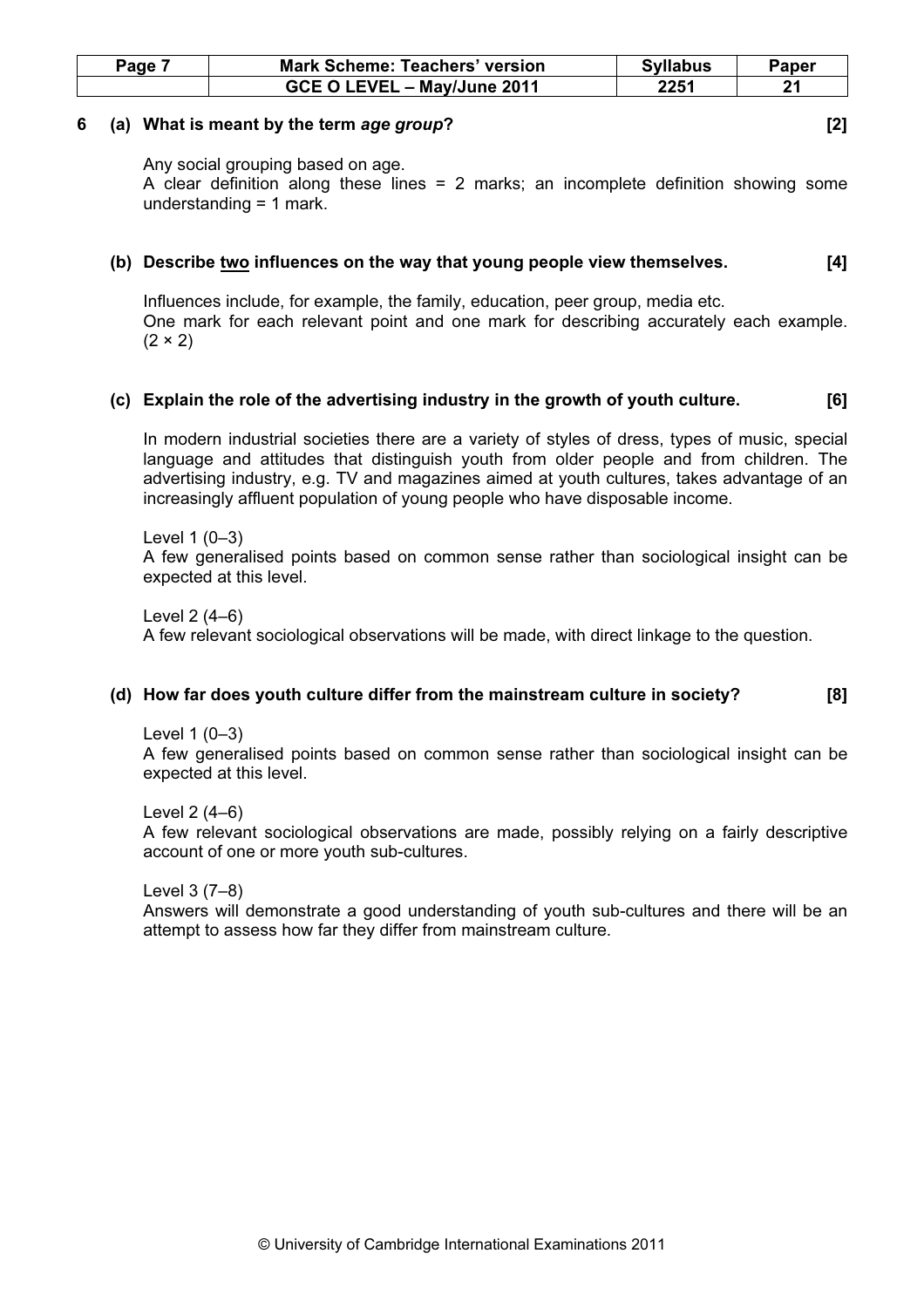**6 (a) What is meant by the term *age group*? [2]**

Any social grouping based on age.
A clear definition along these lines = 2 marks; an incomplete definition showing some understanding = 1 mark.

**(b) Describe <u>two</u> influences on the way that young people view themselves. [4]**

Influences include, for example, the family, education, peer group, media etc.
One mark for each relevant point and one mark for describing accurately each example. (2 × 2)

**(c) Explain the role of the advertising industry in the growth of youth culture. [6]**

In modern industrial societies there are a variety of styles of dress, types of music, special language and attitudes that distinguish youth from older people and from children. The advertising industry, e.g. TV and magazines aimed at youth cultures, takes advantage of an increasingly affluent population of young people who have disposable income.

Level 1 (0–3)
A few generalised points based on common sense rather than sociological insight can be expected at this level.

Level 2 (4–6)
A few relevant sociological observations will be made, with direct linkage to the question.

**(d) How far does youth culture differ from the mainstream culture in society? [8]**

Level 1 (0–3)
A few generalised points based on common sense rather than sociological insight can be expected at this level.

Level 2 (4–6)
A few relevant sociological observations are made, possibly relying on a fairly descriptive account of one or more youth sub-cultures.

Level 3 (7–8)
Answers will demonstrate a good understanding of youth sub-cultures and there will be an attempt to assess how far they differ from mainstream culture.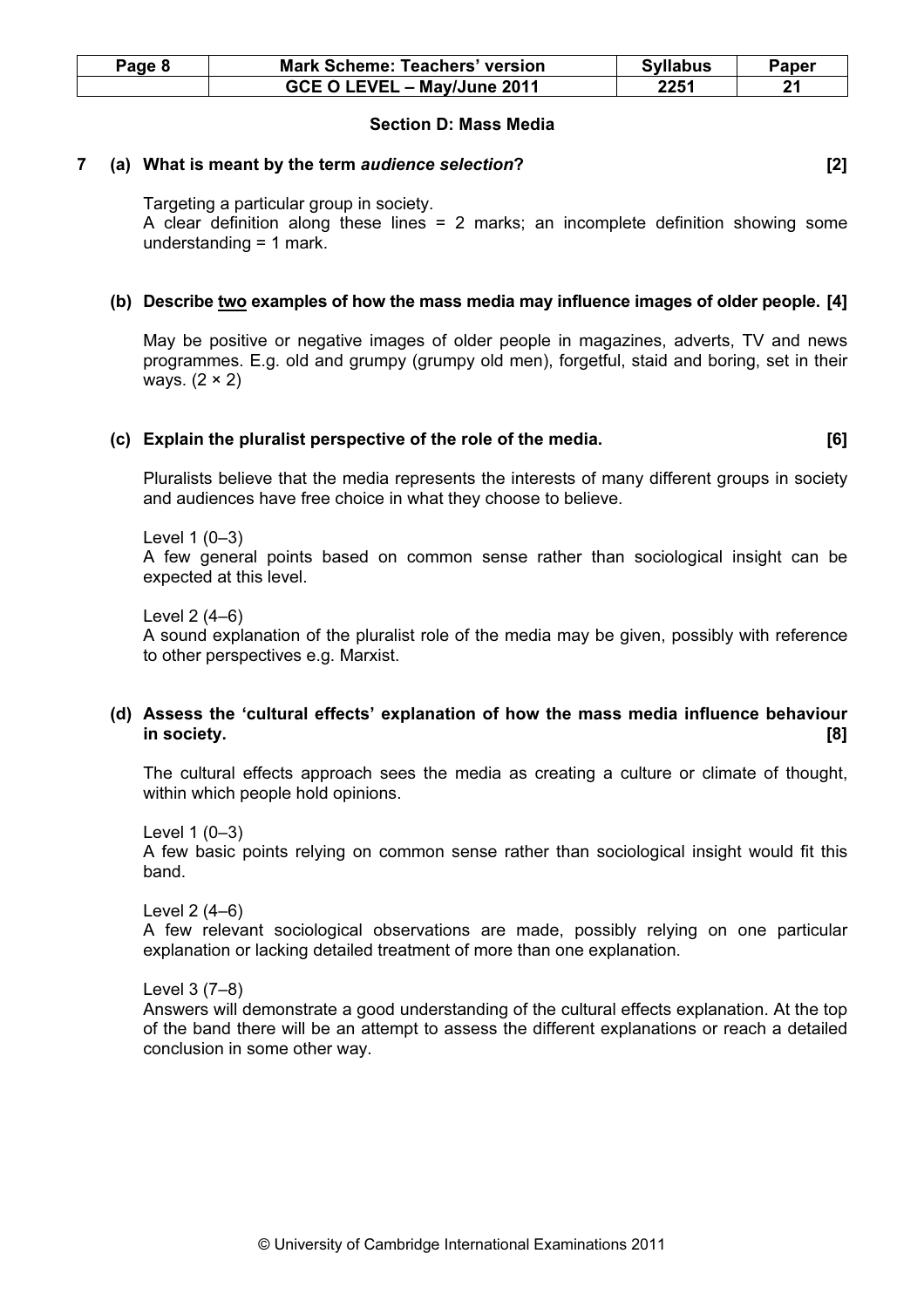## Section D: Mass Media

**7 (a) What is meant by the term *audience selection*? [2]**

Targeting a particular group in society.
A clear definition along these lines = 2 marks; an incomplete definition showing some understanding = 1 mark.

**(b) Describe two examples of how the mass media may influence images of older people. [4]**

May be positive or negative images of older people in magazines, adverts, TV and news programmes. E.g. old and grumpy (grumpy old men), forgetful, staid and boring, set in their ways. (2 × 2)

**(c) Explain the pluralist perspective of the role of the media. [6]**

Pluralists believe that the media represents the interests of many different groups in society and audiences have free choice in what they choose to believe.

Level 1 (0–3)
A few general points based on common sense rather than sociological insight can be expected at this level.

Level 2 (4–6)
A sound explanation of the pluralist role of the media may be given, possibly with reference to other perspectives e.g. Marxist.

**(d) Assess the 'cultural effects' explanation of how the mass media influence behaviour in society. [8]**

The cultural effects approach sees the media as creating a culture or climate of thought, within which people hold opinions.

Level 1 (0–3)
A few basic points relying on common sense rather than sociological insight would fit this band.

Level 2 (4–6)
A few relevant sociological observations are made, possibly relying on one particular explanation or lacking detailed treatment of more than one explanation.

Level 3 (7–8)
Answers will demonstrate a good understanding of the cultural effects explanation. At the top of the band there will be an attempt to assess the different explanations or reach a detailed conclusion in some other way.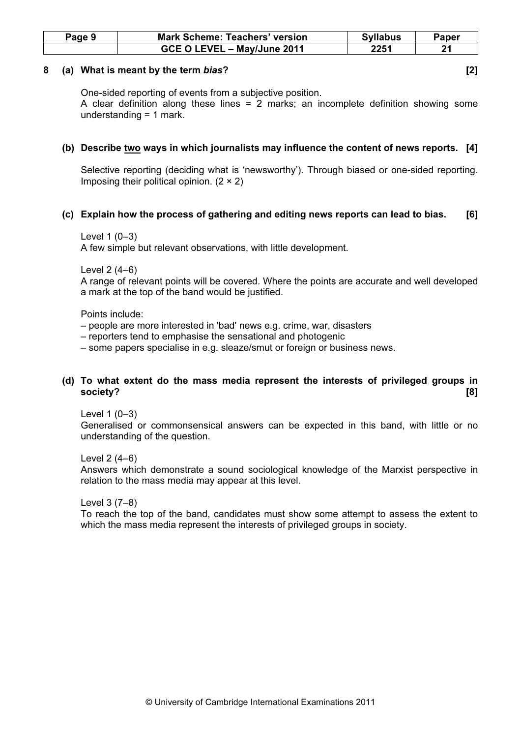**8 (a) What is meant by the term *bias*? [2]**

One-sided reporting of events from a subjective position.
A clear definition along these lines = 2 marks; an incomplete definition showing some understanding = 1 mark.

**(b) Describe <u>two</u> ways in which journalists may influence the content of news reports. [4]**

Selective reporting (deciding what is 'newsworthy'). Through biased or one-sided reporting. Imposing their political opinion. (2 × 2)

**(c) Explain how the process of gathering and editing news reports can lead to bias. [6]**

Level 1 (0–3)
A few simple but relevant observations, with little development.

Level 2 (4–6)
A range of relevant points will be covered. Where the points are accurate and well developed a mark at the top of the band would be justified.

Points include:
– people are more interested in 'bad' news e.g. crime, war, disasters
– reporters tend to emphasise the sensational and photogenic
– some papers specialise in e.g. sleaze/smut or foreign or business news.

**(d) To what extent do the mass media represent the interests of privileged groups in society? [8]**

Level 1 (0–3)
Generalised or commonsensical answers can be expected in this band, with little or no understanding of the question.

Level 2 (4–6)
Answers which demonstrate a sound sociological knowledge of the Marxist perspective in relation to the mass media may appear at this level.

Level 3 (7–8)
To reach the top of the band, candidates must show some attempt to assess the extent to which the mass media represent the interests of privileged groups in society.